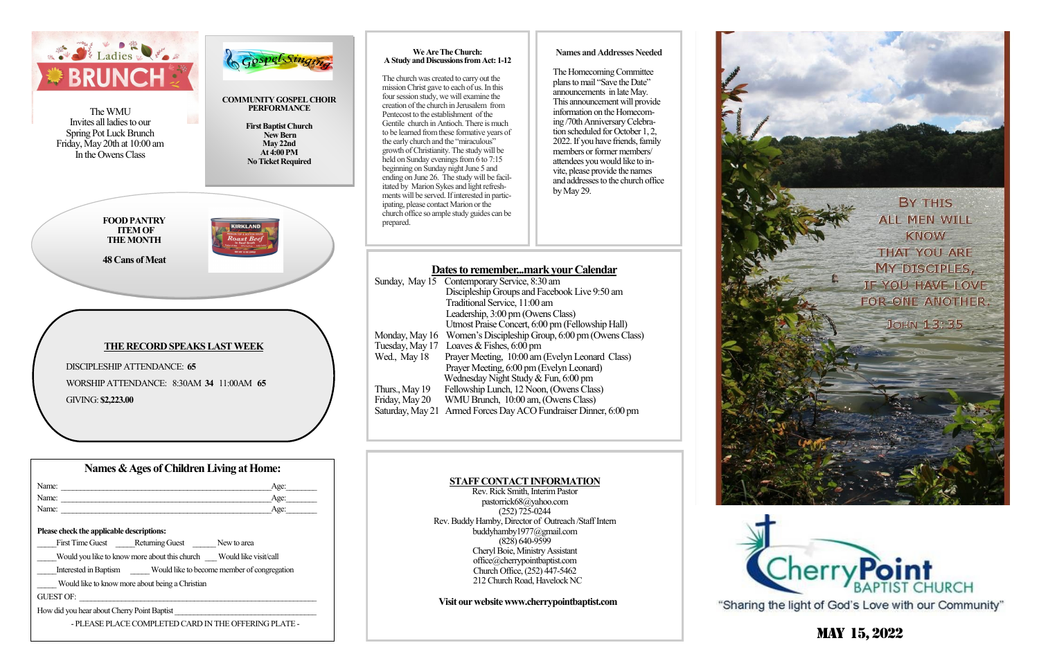## Ladies BRUNCH

The WMU Invites all ladies to our Spring Pot Luck Brunch Friday, May 20th at 10:00 am In the Owens Class

## Gospel Singing

**COMMUNITY GOSPEL CHOIR PERFORMANCE**

**First Baptist Church**
**New Bern**
**May 22nd**
**At 4:00 PM**
**No Ticket Required**

**FOOD PANTRY ITEM OF THE MONTH**

**48 Cans of Meat**

**THE RECORD SPEAKS LAST WEEK**

DISCIPLESHIP ATTENDANCE: **65**

WORSHIP ATTENDANCE: 8:30AM **34** 11:00AM **65**

GIVING: **$2,223.00**

### Names & Ages of Children Living at Home:

Name: ______________________________ Age:_______
Name: ______________________________ Age:_______
Name: ______________________________ Age:_______

**Please check the applicable descriptions:**

_____First Time Guest _____Returning Guest ______ New to area

_____Would you like to know more about this church ___ Would like visit/call

_____Interested in Baptism _____ Would like to become member of congregation

_____ Would like to know more about being a Christian

GUEST OF: ______________________________

How did you hear about Cherry Point Baptist ______________________________

- PLEASE PLACE COMPLETED CARD IN THE OFFERING PLATE -

**We Are The Church:**
**A Study and Discussions from Act: 1-12**

The church was created to carry out the mission Christ gave to each of us. In this four session study, we will examine the creation of the church in Jerusalem from Pentecost to the establishment of the Gentile church in Antioch. There is much to be learned from these formative years of the early church and the "miraculous" growth of Christianity. The study will be held on Sunday evenings from 6 to 7:15 beginning on Sunday night June 5 and ending on June 26. The study will be facilitated by Marion Sykes and light refreshments will be served. If interested in participating, please contact Marion or the church office so ample study guides can be prepared.

**Names and Addresses Needed**

The Homecoming Committee plans to mail "Save the Date" announcements in late May. This announcement will provide information on the Homecoming /70th Anniversary Celebration scheduled for October 1, 2, 2022. If you have friends, family members or former members/ attendees you would like to invite, please provide the names and addresses to the church office by May 29.

**Dates to remember...mark your Calendar**

Sunday, May 15 Contemporary Service, 8:30 am
Discipleship Groups and Facebook Live 9:50 am
Traditional Service, 11:00 am
Leadership, 3:00 pm (Owens Class)
Utmost Praise Concert, 6:00 pm (Fellowship Hall)
Monday, May 16 Women's Discipleship Group, 6:00 pm (Owens Class)
Tuesday, May 17 Loaves & Fishes, 6:00 pm
Wed., May 18 Prayer Meeting, 10:00 am (Evelyn Leonard Class)
Prayer Meeting, 6:00 pm (Evelyn Leonard)
Wednesday Night Study & Fun, 6:00 pm
Thurs., May 19 Fellowship Lunch, 12 Noon, (Owens Class)
Friday, May 20 WMU Brunch, 10:00 am, (Owens Class)
Saturday, May 21 Armed Forces Day ACO Fundraiser Dinner, 6:00 pm

**STAFF CONTACT INFORMATION**

Rev. Rick Smith, Interim Pastor
pastorrick68@yahoo.com
(252) 725-0244
Rev. Buddy Hamby, Director of Outreach /Staff Intern
buddyhamby1977@gmail.com
(828) 640-9599
Cheryl Boie, Ministry Assistant
office@cherrypointbaptist.com
Church Office, (252) 447-5462
212 Church Road, Havelock NC

**Visit our website www.cherrypointbaptist.com**

By this all men will know that you are My disciples, if you have love for one another. John 13:35

Cherry Point BAPTIST CHURCH

"Sharing the light of God's Love with our Community"

**MAY 15, 2022**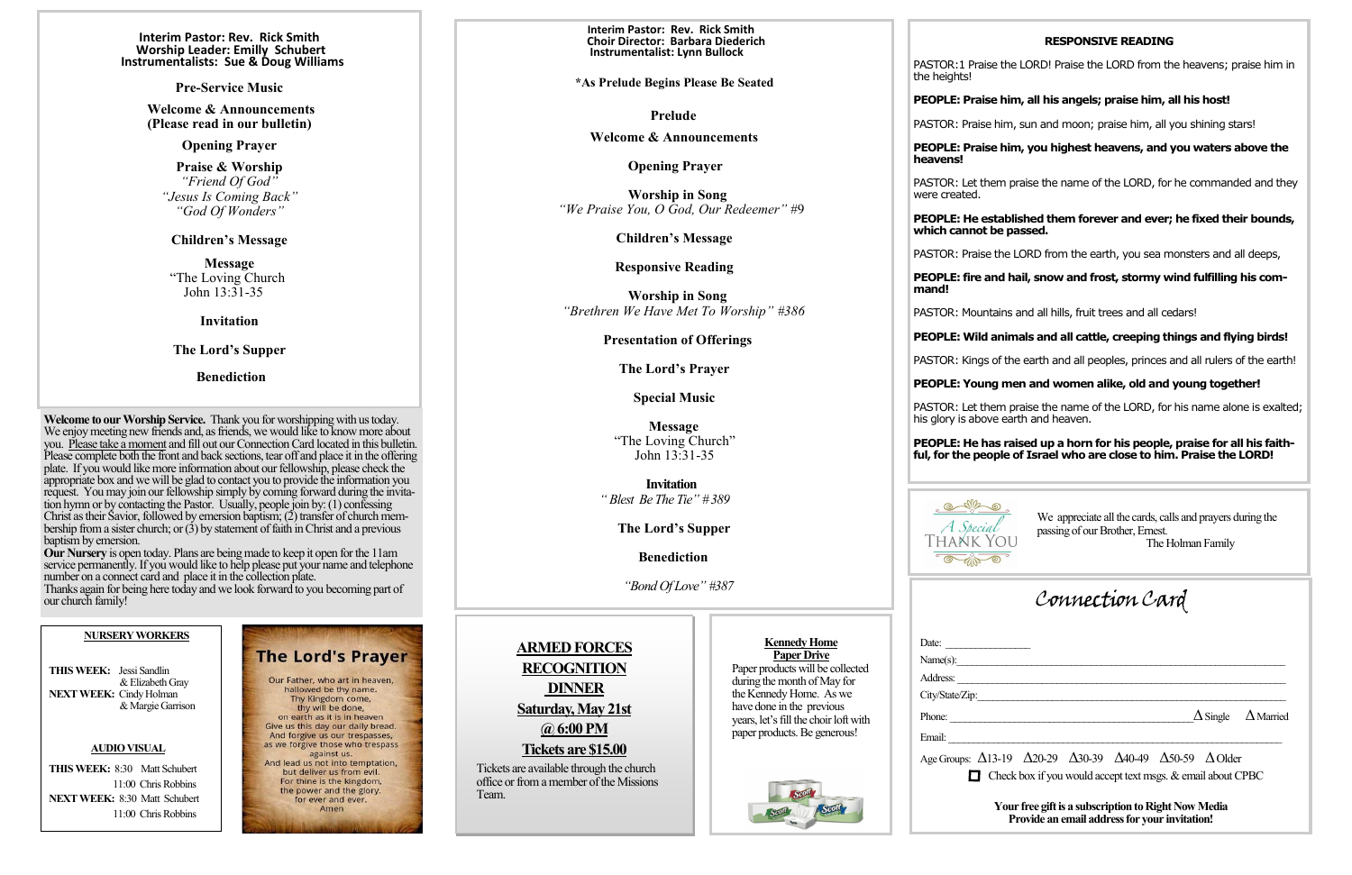**Interim Pastor: Rev. Rick Smith**
**Worship Leader: Emilly Schubert**
**Instrumentalists: Sue & Doug Williams**

**Pre-Service Music**

**Welcome & Announcements**
**(Please read in our bulletin)**

**Opening Prayer**

**Praise & Worship**
*"Friend Of God"*
*"Jesus Is Coming Back"*
*"God Of Wonders"*

**Children's Message**

**Message**
"The Loving Church
John 13:31-35

**Invitation**

**The Lord's Supper**

**Benediction**

**Welcome to our Worship Service.** Thank you for worshipping with us today. We enjoy meeting new friends and, as friends, we would like to know more about you. Please take a moment and fill out our Connection Card located in this bulletin. Please complete both the front and back sections, tear off and place it in the offering plate. If you would like more information about our fellowship, please check the appropriate box and we will be glad to contact you to provide the information you request. You may join our fellowship simply by coming forward during the invitation hymn or by contacting the Pastor. Usually, people join by: (1) confessing Christ as their Savior, followed by emersion baptism; (2) transfer of church membership from a sister church; or (3) by statement of faith in Christ and a previous baptism by emersion.

**Our Nursery** is open today. Plans are being made to keep it open for the 11am service permanently. If you would like to help please put your name and telephone number on a connect card and place it in the collection plate.

Thanks again for being here today and we look forward to you becoming part of our church family!

**NURSERY WORKERS**

**THIS WEEK:** Jessi Sandlin & Elizabeth Gray
**NEXT WEEK:** Cindy Holman & Margie Garrison

**AUDIO VISUAL**

**THIS WEEK:** 8:30 Matt Schubert
11:00 Chris Robbins
**NEXT WEEK:** 8:30 Matt Schubert
11:00 Chris Robbins

**The Lord's Prayer**

Our Father, who art in heaven,
hallowed be thy name.
Thy Kingdom come,
thy will be done,
on earth as it is in heaven
Give us this day our daily bread.
And forgive us our trespasses,
as we forgive those who trespass
against us.
And lead us not into temptation,
but deliver us from evil.
For thine is the kingdom,
the power and the glory,
for ever and ever.
Amen

**Interim Pastor: Rev. Rick Smith**
**Choir Director: Barbara Diederich**
**Instrumentalist: Lynn Bullock**

**\*As Prelude Begins Please Be Seated**

**Prelude**

**Welcome & Announcements**

**Opening Prayer**

**Worship in Song**
*"We Praise You, O God, Our Redeemer"* #9

**Children's Message**

**Responsive Reading**

**Worship in Song**
*"Brethren We Have Met To Worship" #386*

**Presentation of Offerings**

**The Lord's Prayer**

**Special Music**

**Message**
"The Loving Church"
John 13:31-35

**Invitation**
*" Blest Be The Tie" # 389*

**The Lord's Supper**

**Benediction**

*"Bond Of Love" #387*

**ARMED FORCES RECOGNITION DINNER**
**Saturday, May 21st**
**@ 6:00 PM**
**Tickets are $15.00**

Tickets are available through the church office or from a member of the Missions Team.

**Kennedy Home Paper Drive**

Paper products will be collected during the month of May for the Kennedy Home. As we have done in the previous years, let's fill the choir loft with paper products. Be generous!

**RESPONSIVE READING**

PASTOR:1 Praise the LORD! Praise the LORD from the heavens; praise him in the heights!

**PEOPLE: Praise him, all his angels; praise him, all his host!**

PASTOR: Praise him, sun and moon; praise him, all you shining stars!

**PEOPLE: Praise him, you highest heavens, and you waters above the heavens!**

PASTOR: Let them praise the name of the LORD, for he commanded and they were created.

**PEOPLE: He established them forever and ever; he fixed their bounds, which cannot be passed.**

PASTOR: Praise the LORD from the earth, you sea monsters and all deeps,

**PEOPLE: fire and hail, snow and frost, stormy wind fulfilling his command!**

PASTOR: Mountains and all hills, fruit trees and all cedars!

**PEOPLE: Wild animals and all cattle, creeping things and flying birds!**

PASTOR: Kings of the earth and all peoples, princes and all rulers of the earth!

**PEOPLE: Young men and women alike, old and young together!**

PASTOR: Let them praise the name of the LORD, for his name alone is exalted; his glory is above earth and heaven.

**PEOPLE: He has raised up a horn for his people, praise for all his faithful, for the people of Israel who are close to him. Praise the LORD!**

A Special THANK YOU

We appreciate all the cards, calls and prayers during the passing of our Brother, Ernest.
The Holman Family

## Connection Card

Date: ________________
Name(s):________________
Address: ________________
City/State/Zip:________________
Phone: ________________ ∆ Single ∆ Married
Email: ________________

Age Groups: ∆13-19 ∆20-29 ∆30-39 ∆40-49 ∆50-59 ∆ Older

☐ Check box if you would accept text msgs. & email about CPBC

**Your free gift is a subscription to Right Now Media**
**Provide an email address for your invitation!**